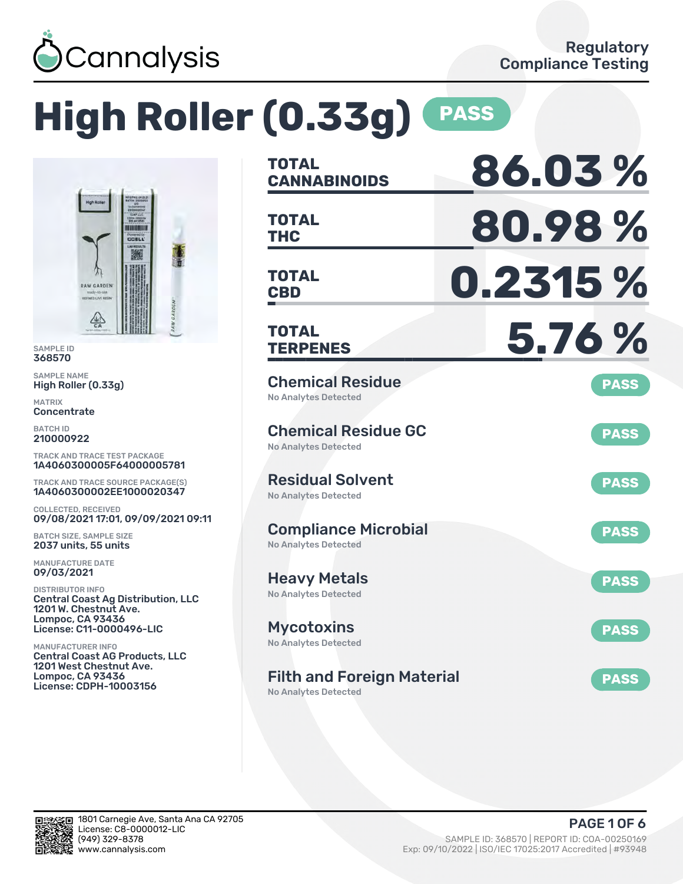Cannalysis

Regulatory Compliance Testing

# High Roller (0.33g) PASS

SAMPLE ID
368570

SAMPLE NAME
High Roller (0.33g)

MATRIX
Concentrate

BATCH ID
210000922

TRACK AND TRACE TEST PACKAGE
1A4060300005F64000005781

TRACK AND TRACE SOURCE PACKAGE(S)
1A4060300002EE1000020347

COLLECTED, RECEIVED
09/08/2021 17:01, 09/09/2021 09:11

BATCH SIZE, SAMPLE SIZE
2037 units, 55 units

MANUFACTURE DATE
09/03/2021

DISTRIBUTOR INFO
Central Coast Ag Distribution, LLC
1201 W. Chestnut Ave.
Lompoc, CA 93436
License: C11-0000496-LIC

MANUFACTURER INFO
Central Coast AG Products, LLC
1201 West Chestnut Ave.
Lompoc, CA 93436
License: CDPH-10003156

| | |
|---|---|
| TOTAL CANNABINOIDS | 86.03 % |
| TOTAL THC | 80.98 % |
| TOTAL CBD | 0.2315 % |
| TOTAL TERPENES | 5.76 % |

| Test | Result |
|---|---|
| Chemical Residue — No Analytes Detected | PASS |
| Chemical Residue GC — No Analytes Detected | PASS |
| Residual Solvent — No Analytes Detected | PASS |
| Compliance Microbial — No Analytes Detected | PASS |
| Heavy Metals — No Analytes Detected | PASS |
| Mycotoxins — No Analytes Detected | PASS |
| Filth and Foreign Material — No Analytes Detected | PASS |

1801 Carnegie Ave, Santa Ana CA 92705
License: C8-0000012-LIC
(949) 329-8378
www.cannalysis.com

SAMPLE ID: 368570 | REPORT ID: COA-00250169
Exp: 09/10/2022 | ISO/IEC 17025:2017 Accredited | #93948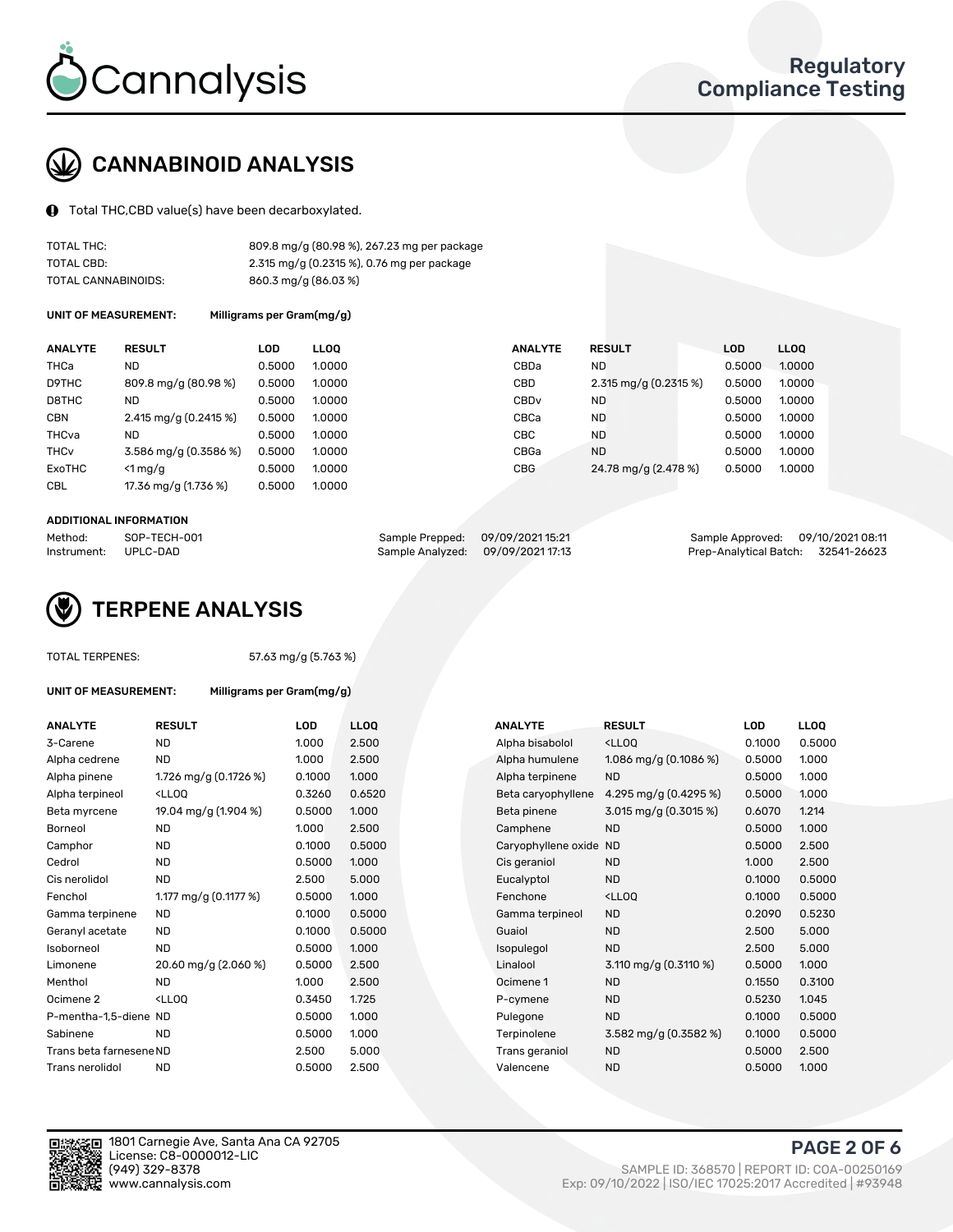# CANNABINOID ANALYSIS

Total THC,CBD value(s) have been decarboxylated.

| | |
|---|---|
| TOTAL THC: | 809.8 mg/g (80.98 %), 267.23 mg per package |
| TOTAL CBD: | 2.315 mg/g (0.2315 %), 0.76 mg per package |
| TOTAL CANNABINOIDS: | 860.3 mg/g (86.03 %) |

**UNIT OF MEASUREMENT:** Milligrams per Gram(mg/g)

| ANALYTE | RESULT | LOD | LLOQ |
|---|---|---|---|
| THCa | ND | 0.5000 | 1.0000 |
| D9THC | 809.8 mg/g (80.98 %) | 0.5000 | 1.0000 |
| D8THC | ND | 0.5000 | 1.0000 |
| CBN | 2.415 mg/g (0.2415 %) | 0.5000 | 1.0000 |
| THCva | ND | 0.5000 | 1.0000 |
| THCv | 3.586 mg/g (0.3586 %) | 0.5000 | 1.0000 |
| ExoTHC | <1 mg/g | 0.5000 | 1.0000 |
| CBL | 17.36 mg/g (1.736 %) | 0.5000 | 1.0000 |
| CBDa | ND | 0.5000 | 1.0000 |
| CBD | 2.315 mg/g (0.2315 %) | 0.5000 | 1.0000 |
| CBDv | ND | 0.5000 | 1.0000 |
| CBCa | ND | 0.5000 | 1.0000 |
| CBC | ND | 0.5000 | 1.0000 |
| CBGa | ND | 0.5000 | 1.0000 |
| CBG | 24.78 mg/g (2.478 %) | 0.5000 | 1.0000 |

**ADDITIONAL INFORMATION**

| | | | | | |
|---|---|---|---|---|---|
| Method: | SOP-TECH-001 | Sample Prepped: | 09/09/2021 15:21 | Sample Approved: | 09/10/2021 08:11 |
| Instrument: | UPLC-DAD | Sample Analyzed: | 09/09/2021 17:13 | Prep-Analytical Batch: | 32541-26623 |

# TERPENE ANALYSIS

TOTAL TERPENES: 57.63 mg/g (5.763 %)

**UNIT OF MEASUREMENT:** Milligrams per Gram(mg/g)

| ANALYTE | RESULT | LOD | LLOQ |
|---|---|---|---|
| 3-Carene | ND | 1.000 | 2.500 |
| Alpha cedrene | ND | 1.000 | 2.500 |
| Alpha pinene | 1.726 mg/g (0.1726 %) | 0.1000 | 1.000 |
| Alpha terpineol | <LLOQ | 0.3260 | 0.6520 |
| Beta myrcene | 19.04 mg/g (1.904 %) | 0.5000 | 1.000 |
| Borneol | ND | 1.000 | 2.500 |
| Camphor | ND | 0.1000 | 0.5000 |
| Cedrol | ND | 0.5000 | 1.000 |
| Cis nerolidol | ND | 2.500 | 5.000 |
| Fenchol | 1.177 mg/g (0.1177 %) | 0.5000 | 1.000 |
| Gamma terpinene | ND | 0.1000 | 0.5000 |
| Geranyl acetate | ND | 0.1000 | 0.5000 |
| Isoborneol | ND | 0.5000 | 1.000 |
| Limonene | 20.60 mg/g (2.060 %) | 0.5000 | 2.500 |
| Menthol | ND | 1.000 | 2.500 |
| Ocimene 2 | <LLOQ | 0.3450 | 1.725 |
| P-mentha-1,5-diene | ND | 0.5000 | 1.000 |
| Sabinene | ND | 0.5000 | 1.000 |
| Trans beta farnesene | ND | 2.500 | 5.000 |
| Trans nerolidol | ND | 0.5000 | 2.500 |
| Alpha bisabolol | <LLOQ | 0.1000 | 0.5000 |
| Alpha humulene | 1.086 mg/g (0.1086 %) | 0.5000 | 1.000 |
| Alpha terpinene | ND | 0.5000 | 1.000 |
| Beta caryophyllene | 4.295 mg/g (0.4295 %) | 0.5000 | 1.000 |
| Beta pinene | 3.015 mg/g (0.3015 %) | 0.6070 | 1.214 |
| Camphene | ND | 0.5000 | 1.000 |
| Caryophyllene oxide | ND | 0.5000 | 2.500 |
| Cis geraniol | ND | 1.000 | 2.500 |
| Eucalyptol | ND | 0.1000 | 0.5000 |
| Fenchone | <LLOQ | 0.1000 | 0.5000 |
| Gamma terpineol | ND | 0.2090 | 0.5230 |
| Guaiol | ND | 2.500 | 5.000 |
| Isopulegol | ND | 2.500 | 5.000 |
| Linalool | 3.110 mg/g (0.3110 %) | 0.5000 | 1.000 |
| Ocimene 1 | ND | 0.1550 | 0.3100 |
| P-cymene | ND | 0.5230 | 1.045 |
| Pulegone | ND | 0.1000 | 0.5000 |
| Terpinolene | 3.582 mg/g (0.3582 %) | 0.1000 | 0.5000 |
| Trans geraniol | ND | 0.5000 | 2.500 |
| Valencene | ND | 0.5000 | 1.000 |

1801 Carnegie Ave, Santa Ana CA 92705
License: C8-0000012-LIC
(949) 329-8378
www.cannalysis.com

SAMPLE ID: 368570 | REPORT ID: COA-00250169
Exp: 09/10/2022 | ISO/IEC 17025:2017 Accredited | #93948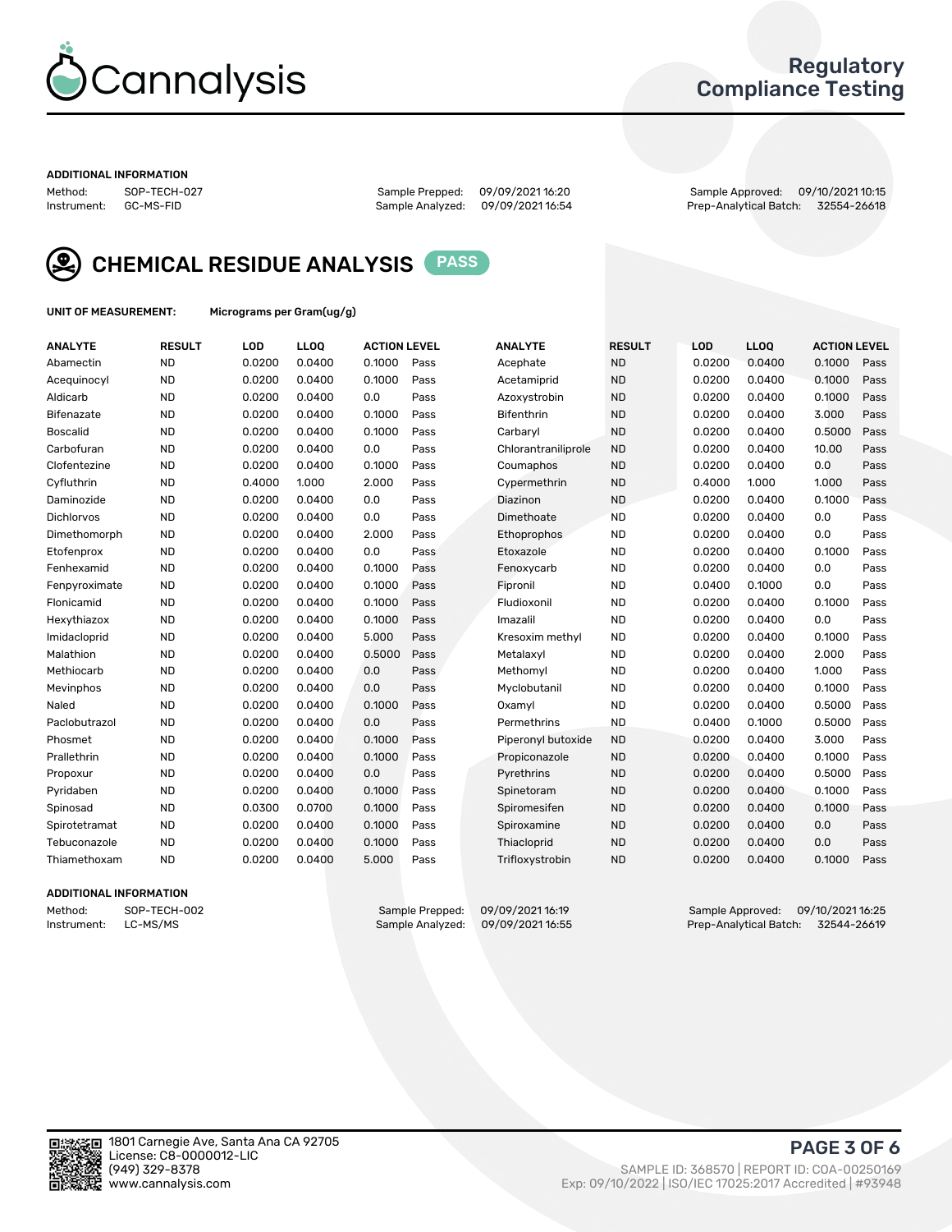# Cannalysis

## Regulatory Compliance Testing

**ADDITIONAL INFORMATION**

Method: SOP-TECH-027
Instrument: GC-MS-FID

Sample Prepped: 09/09/2021 16:20
Sample Analyzed: 09/09/2021 16:54

Sample Approved: 09/10/2021 10:15
Prep-Analytical Batch: 32554-26618

## CHEMICAL RESIDUE ANALYSIS PASS

**UNIT OF MEASUREMENT:** Micrograms per Gram(ug/g)

| ANALYTE | RESULT | LOD | LLOQ | ACTION LEVEL | | ANALYTE | RESULT | LOD | LLOQ | ACTION LEVEL | |
|---|---|---|---|---|---|---|---|---|---|---|---|
| Abamectin | ND | 0.0200 | 0.0400 | 0.1000 | Pass | Acephate | ND | 0.0200 | 0.0400 | 0.1000 | Pass |
| Acequinocyl | ND | 0.0200 | 0.0400 | 0.1000 | Pass | Acetamiprid | ND | 0.0200 | 0.0400 | 0.1000 | Pass |
| Aldicarb | ND | 0.0200 | 0.0400 | 0.0 | Pass | Azoxystrobin | ND | 0.0200 | 0.0400 | 0.1000 | Pass |
| Bifenazate | ND | 0.0200 | 0.0400 | 0.1000 | Pass | Bifenthrin | ND | 0.0200 | 0.0400 | 3.000 | Pass |
| Boscalid | ND | 0.0200 | 0.0400 | 0.1000 | Pass | Carbaryl | ND | 0.0200 | 0.0400 | 0.5000 | Pass |
| Carbofuran | ND | 0.0200 | 0.0400 | 0.0 | Pass | Chlorantraniliprole | ND | 0.0200 | 0.0400 | 10.00 | Pass |
| Clofentezine | ND | 0.0200 | 0.0400 | 0.1000 | Pass | Coumaphos | ND | 0.0200 | 0.0400 | 0.0 | Pass |
| Cyfluthrin | ND | 0.4000 | 1.000 | 2.000 | Pass | Cypermethrin | ND | 0.4000 | 1.000 | 1.000 | Pass |
| Daminozide | ND | 0.0200 | 0.0400 | 0.0 | Pass | Diazinon | ND | 0.0200 | 0.0400 | 0.1000 | Pass |
| Dichlorvos | ND | 0.0200 | 0.0400 | 0.0 | Pass | Dimethoate | ND | 0.0200 | 0.0400 | 0.0 | Pass |
| Dimethomorph | ND | 0.0200 | 0.0400 | 2.000 | Pass | Ethoprophos | ND | 0.0200 | 0.0400 | 0.0 | Pass |
| Etofenprox | ND | 0.0200 | 0.0400 | 0.0 | Pass | Etoxazole | ND | 0.0200 | 0.0400 | 0.1000 | Pass |
| Fenhexamid | ND | 0.0200 | 0.0400 | 0.1000 | Pass | Fenoxycarb | ND | 0.0200 | 0.0400 | 0.0 | Pass |
| Fenpyroximate | ND | 0.0200 | 0.0400 | 0.1000 | Pass | Fipronil | ND | 0.0400 | 0.1000 | 0.0 | Pass |
| Flonicamid | ND | 0.0200 | 0.0400 | 0.1000 | Pass | Fludioxonil | ND | 0.0200 | 0.0400 | 0.1000 | Pass |
| Hexythiazox | ND | 0.0200 | 0.0400 | 0.1000 | Pass | Imazalil | ND | 0.0200 | 0.0400 | 0.0 | Pass |
| Imidacloprid | ND | 0.0200 | 0.0400 | 5.000 | Pass | Kresoxim methyl | ND | 0.0200 | 0.0400 | 0.1000 | Pass |
| Malathion | ND | 0.0200 | 0.0400 | 0.5000 | Pass | Metalaxyl | ND | 0.0200 | 0.0400 | 2.000 | Pass |
| Methiocarb | ND | 0.0200 | 0.0400 | 0.0 | Pass | Methomyl | ND | 0.0200 | 0.0400 | 1.000 | Pass |
| Mevinphos | ND | 0.0200 | 0.0400 | 0.0 | Pass | Myclobutanil | ND | 0.0200 | 0.0400 | 0.1000 | Pass |
| Naled | ND | 0.0200 | 0.0400 | 0.1000 | Pass | Oxamyl | ND | 0.0200 | 0.0400 | 0.5000 | Pass |
| Paclobutrazol | ND | 0.0200 | 0.0400 | 0.0 | Pass | Permethrins | ND | 0.0400 | 0.1000 | 0.5000 | Pass |
| Phosmet | ND | 0.0200 | 0.0400 | 0.1000 | Pass | Piperonyl butoxide | ND | 0.0200 | 0.0400 | 3.000 | Pass |
| Prallethrin | ND | 0.0200 | 0.0400 | 0.1000 | Pass | Propiconazole | ND | 0.0200 | 0.0400 | 0.1000 | Pass |
| Propoxur | ND | 0.0200 | 0.0400 | 0.0 | Pass | Pyrethrins | ND | 0.0200 | 0.0400 | 0.5000 | Pass |
| Pyridaben | ND | 0.0200 | 0.0400 | 0.1000 | Pass | Spinetoram | ND | 0.0200 | 0.0400 | 0.1000 | Pass |
| Spinosad | ND | 0.0300 | 0.0700 | 0.1000 | Pass | Spiromesifen | ND | 0.0200 | 0.0400 | 0.1000 | Pass |
| Spirotetramat | ND | 0.0200 | 0.0400 | 0.1000 | Pass | Spiroxamine | ND | 0.0200 | 0.0400 | 0.0 | Pass |
| Tebuconazole | ND | 0.0200 | 0.0400 | 0.1000 | Pass | Thiacloprid | ND | 0.0200 | 0.0400 | 0.0 | Pass |
| Thiamethoxam | ND | 0.0200 | 0.0400 | 5.000 | Pass | Trifloxystrobin | ND | 0.0200 | 0.0400 | 0.1000 | Pass |

**ADDITIONAL INFORMATION**

Method: SOP-TECH-002
Instrument: LC-MS/MS

Sample Prepped: 09/09/2021 16:19
Sample Analyzed: 09/09/2021 16:55

Sample Approved: 09/10/2021 16:25
Prep-Analytical Batch: 32544-26619

1801 Carnegie Ave, Santa Ana CA 92705
License: C8-0000012-LIC
(949) 329-8378
www.cannalysis.com

SAMPLE ID: 368570 | REPORT ID: COA-00250169
Exp: 09/10/2022 | ISO/IEC 17025:2017 Accredited | #93948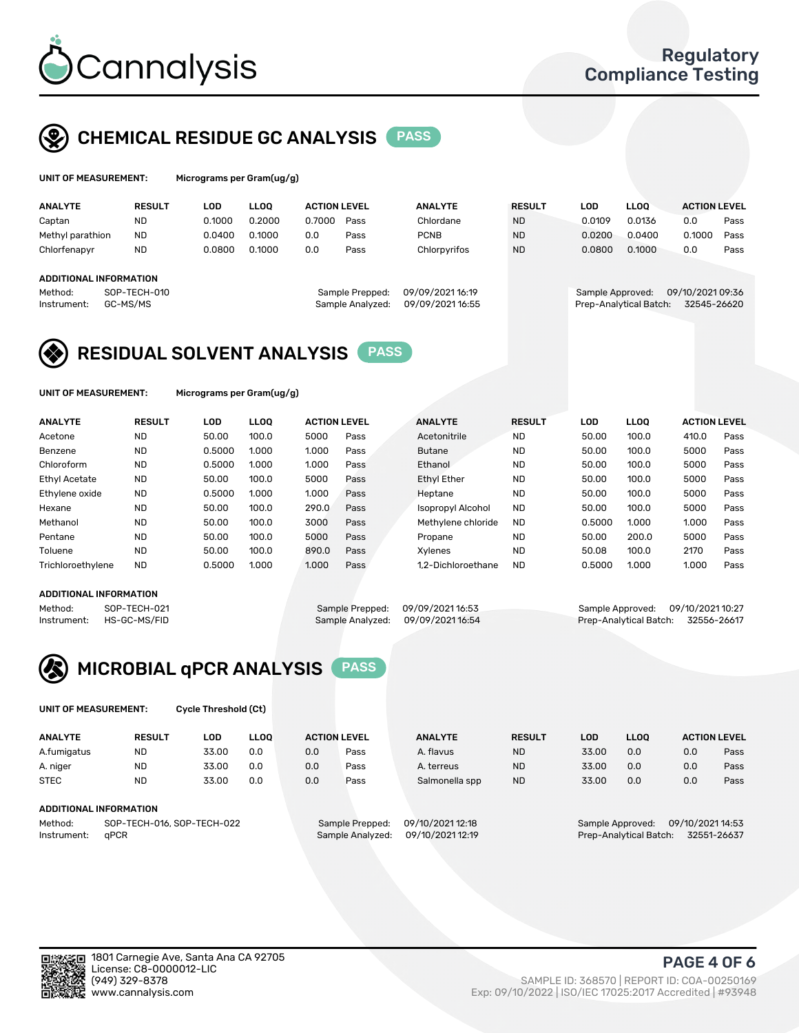# Cannalysis

Regulatory Compliance Testing

## CHEMICAL RESIDUE GC ANALYSIS PASS

**UNIT OF MEASUREMENT:** Micrograms per Gram(ug/g)

| ANALYTE | RESULT | LOD | LLOQ | ACTION LEVEL | | ANALYTE | RESULT | LOD | LLOQ | ACTION LEVEL | |
|---|---|---|---|---|---|---|---|---|---|---|---|
| Captan | ND | 0.1000 | 0.2000 | 0.7000 | Pass | Chlordane | ND | 0.0109 | 0.0136 | 0.0 | Pass |
| Methyl parathion | ND | 0.0400 | 0.1000 | 0.0 | Pass | PCNB | ND | 0.0200 | 0.0400 | 0.1000 | Pass |
| Chlorfenapyr | ND | 0.0800 | 0.1000 | 0.0 | Pass | Chlorpyrifos | ND | 0.0800 | 0.1000 | 0.0 | Pass |

**ADDITIONAL INFORMATION**

Method: SOP-TECH-010
Instrument: GC-MS/MS
Sample Prepped: 09/09/2021 16:19
Sample Analyzed: 09/09/2021 16:55
Sample Approved: 09/10/2021 09:36
Prep-Analytical Batch: 32545-26620

## RESIDUAL SOLVENT ANALYSIS PASS

**UNIT OF MEASUREMENT:** Micrograms per Gram(ug/g)

| ANALYTE | RESULT | LOD | LLOQ | ACTION LEVEL | | ANALYTE | RESULT | LOD | LLOQ | ACTION LEVEL | |
|---|---|---|---|---|---|---|---|---|---|---|---|
| Acetone | ND | 50.00 | 100.0 | 5000 | Pass | Acetonitrile | ND | 50.00 | 100.0 | 410.0 | Pass |
| Benzene | ND | 0.5000 | 1.000 | 1.000 | Pass | Butane | ND | 50.00 | 100.0 | 5000 | Pass |
| Chloroform | ND | 0.5000 | 1.000 | 1.000 | Pass | Ethanol | ND | 50.00 | 100.0 | 5000 | Pass |
| Ethyl Acetate | ND | 50.00 | 100.0 | 5000 | Pass | Ethyl Ether | ND | 50.00 | 100.0 | 5000 | Pass |
| Ethylene oxide | ND | 0.5000 | 1.000 | 1.000 | Pass | Heptane | ND | 50.00 | 100.0 | 5000 | Pass |
| Hexane | ND | 50.00 | 100.0 | 290.0 | Pass | Isopropyl Alcohol | ND | 50.00 | 100.0 | 5000 | Pass |
| Methanol | ND | 50.00 | 100.0 | 3000 | Pass | Methylene chloride | ND | 0.5000 | 1.000 | 1.000 | Pass |
| Pentane | ND | 50.00 | 100.0 | 5000 | Pass | Propane | ND | 50.00 | 200.0 | 5000 | Pass |
| Toluene | ND | 50.00 | 100.0 | 890.0 | Pass | Xylenes | ND | 50.08 | 100.0 | 2170 | Pass |
| Trichloroethylene | ND | 0.5000 | 1.000 | 1.000 | Pass | 1,2-Dichloroethane | ND | 0.5000 | 1.000 | 1.000 | Pass |

**ADDITIONAL INFORMATION**

Method: SOP-TECH-021
Instrument: HS-GC-MS/FID
Sample Prepped: 09/09/2021 16:53
Sample Analyzed: 09/09/2021 16:54
Sample Approved: 09/10/2021 10:27
Prep-Analytical Batch: 32556-26617

## MICROBIAL qPCR ANALYSIS PASS

**UNIT OF MEASUREMENT:** Cycle Threshold (Ct)

| ANALYTE | RESULT | LOD | LLOQ | ACTION LEVEL | | ANALYTE | RESULT | LOD | LLOQ | ACTION LEVEL | |
|---|---|---|---|---|---|---|---|---|---|---|---|
| A.fumigatus | ND | 33.00 | 0.0 | 0.0 | Pass | A. flavus | ND | 33.00 | 0.0 | 0.0 | Pass |
| A. niger | ND | 33.00 | 0.0 | 0.0 | Pass | A. terreus | ND | 33.00 | 0.0 | 0.0 | Pass |
| STEC | ND | 33.00 | 0.0 | 0.0 | Pass | Salmonella spp | ND | 33.00 | 0.0 | 0.0 | Pass |

**ADDITIONAL INFORMATION**

Method: SOP-TECH-016, SOP-TECH-022
Instrument: qPCR
Sample Prepped: 09/10/2021 12:18
Sample Analyzed: 09/10/2021 12:19
Sample Approved: 09/10/2021 14:53
Prep-Analytical Batch: 32551-26637

1801 Carnegie Ave, Santa Ana CA 92705
License: C8-0000012-LIC
(949) 329-8378
www.cannalysis.com

SAMPLE ID: 368570 | REPORT ID: COA-00250169
Exp: 09/10/2022 | ISO/IEC 17025:2017 Accredited | #93948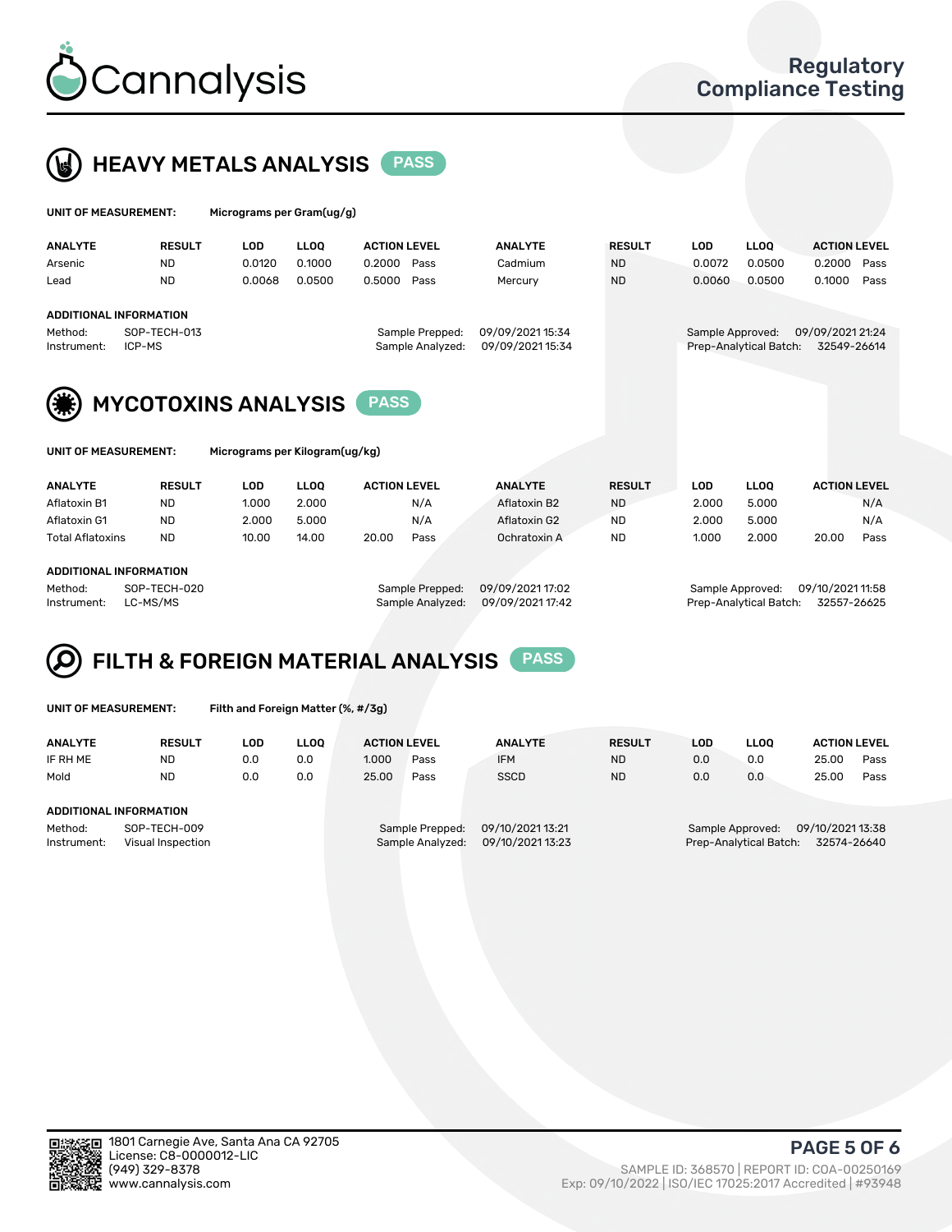# Cannalysis

Regulatory Compliance Testing

## HEAVY METALS ANALYSIS PASS

**UNIT OF MEASUREMENT:** Micrograms per Gram(ug/g)

| ANALYTE | RESULT | LOD | LLOQ | ACTION LEVEL | | ANALYTE | RESULT | LOD | LLOQ | ACTION LEVEL | |
|---|---|---|---|---|---|---|---|---|---|---|---|
| Arsenic | ND | 0.0120 | 0.1000 | 0.2000 | Pass | Cadmium | ND | 0.0072 | 0.0500 | 0.2000 | Pass |
| Lead | ND | 0.0068 | 0.0500 | 0.5000 | Pass | Mercury | ND | 0.0060 | 0.0500 | 0.1000 | Pass |

**ADDITIONAL INFORMATION**

Method: SOP-TECH-013
Instrument: ICP-MS

Sample Prepped: 09/09/2021 15:34
Sample Analyzed: 09/09/2021 15:34

Sample Approved: 09/09/2021 21:24
Prep-Analytical Batch: 32549-26614

## MYCOTOXINS ANALYSIS PASS

**UNIT OF MEASUREMENT:** Micrograms per Kilogram(ug/kg)

| ANALYTE | RESULT | LOD | LLOQ | ACTION LEVEL | | ANALYTE | RESULT | LOD | LLOQ | ACTION LEVEL | |
|---|---|---|---|---|---|---|---|---|---|---|---|
| Aflatoxin B1 | ND | 1.000 | 2.000 | | N/A | Aflatoxin B2 | ND | 2.000 | 5.000 | | N/A |
| Aflatoxin G1 | ND | 2.000 | 5.000 | | N/A | Aflatoxin G2 | ND | 2.000 | 5.000 | | N/A |
| Total Aflatoxins | ND | 10.00 | 14.00 | 20.00 | Pass | Ochratoxin A | ND | 1.000 | 2.000 | 20.00 | Pass |

**ADDITIONAL INFORMATION**

Method: SOP-TECH-020
Instrument: LC-MS/MS

Sample Prepped: 09/09/2021 17:02
Sample Analyzed: 09/09/2021 17:42

Sample Approved: 09/10/2021 11:58
Prep-Analytical Batch: 32557-26625

## FILTH & FOREIGN MATERIAL ANALYSIS PASS

**UNIT OF MEASUREMENT:** Filth and Foreign Matter (%, #/3g)

| ANALYTE | RESULT | LOD | LLOQ | ACTION LEVEL | | ANALYTE | RESULT | LOD | LLOQ | ACTION LEVEL | |
|---|---|---|---|---|---|---|---|---|---|---|---|
| IF RH ME | ND | 0.0 | 0.0 | 1.000 | Pass | IFM | ND | 0.0 | 0.0 | 25.00 | Pass |
| Mold | ND | 0.0 | 0.0 | 25.00 | Pass | SSCD | ND | 0.0 | 0.0 | 25.00 | Pass |

**ADDITIONAL INFORMATION**

Method: SOP-TECH-009
Instrument: Visual Inspection

Sample Prepped: 09/10/2021 13:21
Sample Analyzed: 09/10/2021 13:23

Sample Approved: 09/10/2021 13:38
Prep-Analytical Batch: 32574-26640

1801 Carnegie Ave, Santa Ana CA 92705
License: C8-0000012-LIC
(949) 329-8378
www.cannalysis.com

SAMPLE ID: 368570 | REPORT ID: COA-00250169
Exp: 09/10/2022 | ISO/IEC 17025:2017 Accredited | #93948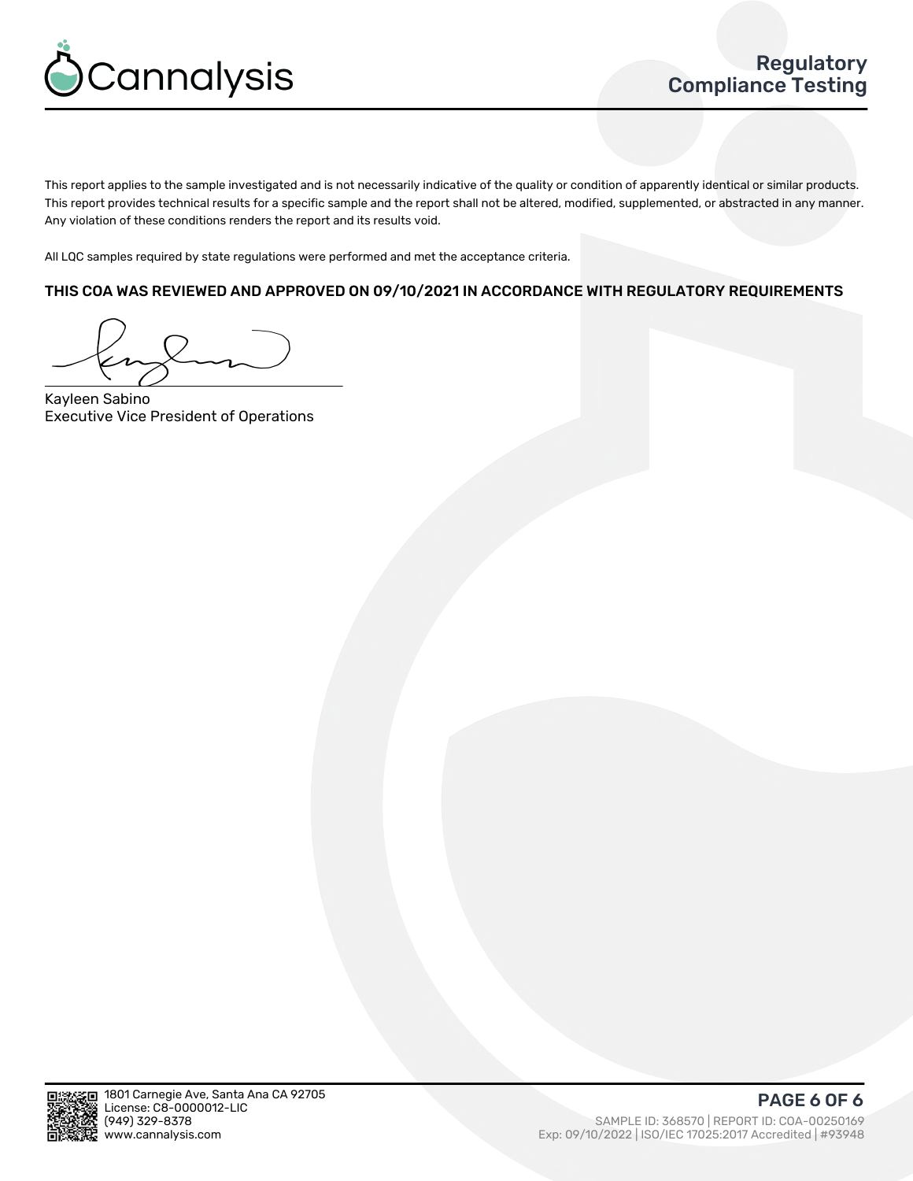This report applies to the sample investigated and is not necessarily indicative of the quality or condition of apparently identical or similar products. This report provides technical results for a specific sample and the report shall not be altered, modified, supplemented, or abstracted in any manner. Any violation of these conditions renders the report and its results void.

All LQC samples required by state regulations were performed and met the acceptance criteria.

**THIS COA WAS REVIEWED AND APPROVED ON 09/10/2021 IN ACCORDANCE WITH REGULATORY REQUIREMENTS**

Kayleen Sabino
Executive Vice President of Operations

1801 Carnegie Ave, Santa Ana CA 92705
License: C8-0000012-LIC
(949) 329-8378
www.cannalysis.com

SAMPLE ID: 368570 | REPORT ID: COA-00250169
Exp: 09/10/2022 | ISO/IEC 17025:2017 Accredited | #93948